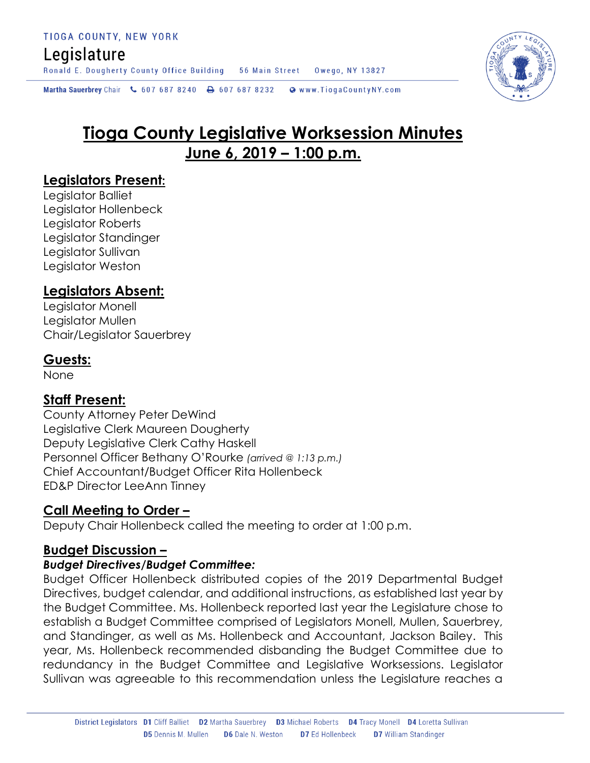TIOGA COUNTY, NEW YORK

Legislature

Ronald E. Dougherty County Office Building 56 Main Street Owego, NY 13827

Martha Sauerbrey Chair 607 687 8240 607 687 8232 www.TiogaCountyNY.com

# Tioga County Legislative Worksession Minutes

## June 6, 2019 – 1:00 p.m.

### Legislators Present:

Legislator Balliet
Legislator Hollenbeck
Legislator Roberts
Legislator Standinger
Legislator Sullivan
Legislator Weston

### Legislators Absent:

Legislator Monell
Legislator Mullen
Chair/Legislator Sauerbrey

### Guests:

None

### Staff Present:

County Attorney Peter DeWind
Legislative Clerk Maureen Dougherty
Deputy Legislative Clerk Cathy Haskell
Personnel Officer Bethany O'Rourke *(arrived @ 1:13 p.m.)*
Chief Accountant/Budget Officer Rita Hollenbeck
ED&P Director LeeAnn Tinney

### Call Meeting to Order –

Deputy Chair Hollenbeck called the meeting to order at 1:00 p.m.

### Budget Discussion –

***Budget Directives/Budget Committee:***

Budget Officer Hollenbeck distributed copies of the 2019 Departmental Budget Directives, budget calendar, and additional instructions, as established last year by the Budget Committee. Ms. Hollenbeck reported last year the Legislature chose to establish a Budget Committee comprised of Legislators Monell, Mullen, Sauerbrey, and Standinger, as well as Ms. Hollenbeck and Accountant, Jackson Bailey. This year, Ms. Hollenbeck recommended disbanding the Budget Committee due to redundancy in the Budget Committee and Legislative Worksessions. Legislator Sullivan was agreeable to this recommendation unless the Legislature reaches a

District Legislators D1 Cliff Balliet D2 Martha Sauerbrey D3 Michael Roberts D4 Tracy Monell D4 Loretta Sullivan D5 Dennis M. Mullen D6 Dale N. Weston D7 Ed Hollenbeck D7 William Standinger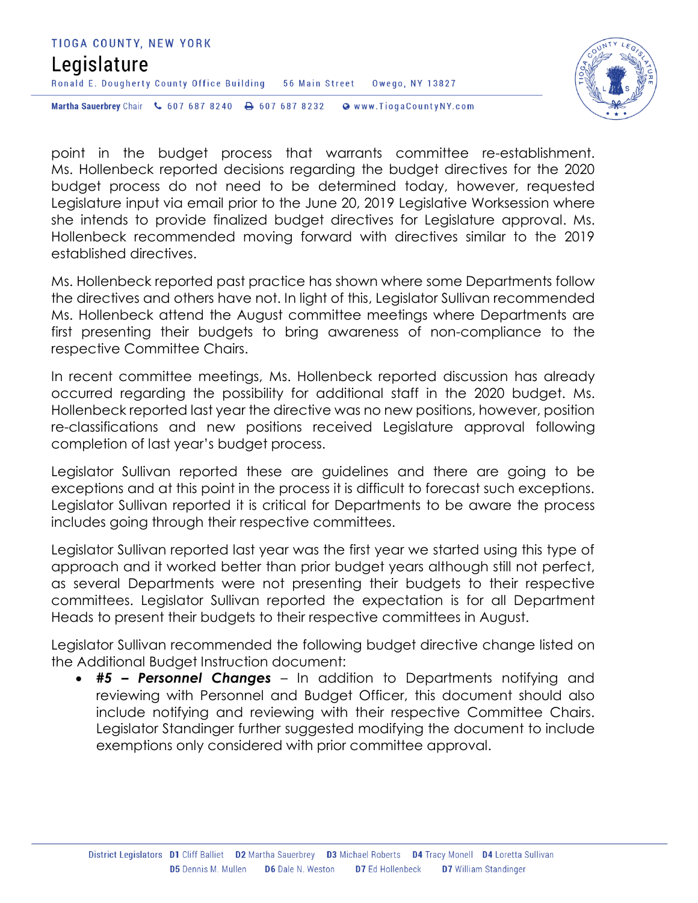point in the budget process that warrants committee re-establishment. Ms. Hollenbeck reported decisions regarding the budget directives for the 2020 budget process do not need to be determined today, however, requested Legislature input via email prior to the June 20, 2019 Legislative Worksession where she intends to provide finalized budget directives for Legislature approval. Ms. Hollenbeck recommended moving forward with directives similar to the 2019 established directives.

Ms. Hollenbeck reported past practice has shown where some Departments follow the directives and others have not. In light of this, Legislator Sullivan recommended Ms. Hollenbeck attend the August committee meetings where Departments are first presenting their budgets to bring awareness of non-compliance to the respective Committee Chairs.

In recent committee meetings, Ms. Hollenbeck reported discussion has already occurred regarding the possibility for additional staff in the 2020 budget. Ms. Hollenbeck reported last year the directive was no new positions, however, position re-classifications and new positions received Legislature approval following completion of last year's budget process.

Legislator Sullivan reported these are guidelines and there are going to be exceptions and at this point in the process it is difficult to forecast such exceptions. Legislator Sullivan reported it is critical for Departments to be aware the process includes going through their respective committees.

Legislator Sullivan reported last year was the first year we started using this type of approach and it worked better than prior budget years although still not perfect, as several Departments were not presenting their budgets to their respective committees. Legislator Sullivan reported the expectation is for all Department Heads to present their budgets to their respective committees in August.

Legislator Sullivan recommended the following budget directive change listed on the Additional Budget Instruction document:

- ***#5 – Personnel Changes*** – In addition to Departments notifying and reviewing with Personnel and Budget Officer, this document should also include notifying and reviewing with their respective Committee Chairs. Legislator Standinger further suggested modifying the document to include exemptions only considered with prior committee approval.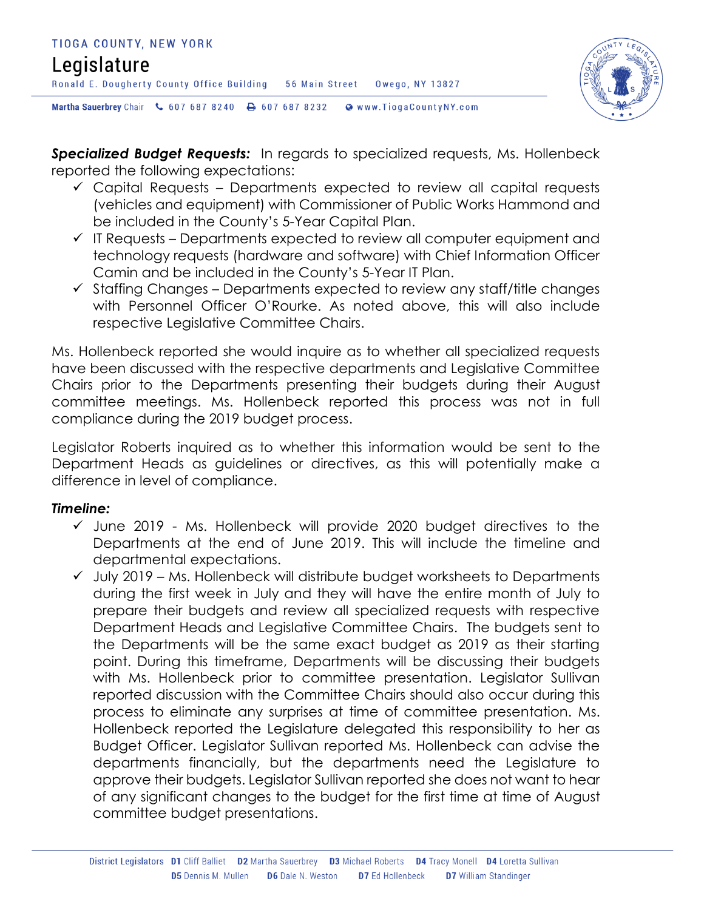***Specialized Budget Requests:*** In regards to specialized requests, Ms. Hollenbeck reported the following expectations:

- ✓ Capital Requests – Departments expected to review all capital requests (vehicles and equipment) with Commissioner of Public Works Hammond and be included in the County's 5-Year Capital Plan.
- ✓ IT Requests – Departments expected to review all computer equipment and technology requests (hardware and software) with Chief Information Officer Camin and be included in the County's 5-Year IT Plan.
- ✓ Staffing Changes – Departments expected to review any staff/title changes with Personnel Officer O'Rourke. As noted above, this will also include respective Legislative Committee Chairs.

Ms. Hollenbeck reported she would inquire as to whether all specialized requests have been discussed with the respective departments and Legislative Committee Chairs prior to the Departments presenting their budgets during their August committee meetings. Ms. Hollenbeck reported this process was not in full compliance during the 2019 budget process.

Legislator Roberts inquired as to whether this information would be sent to the Department Heads as guidelines or directives, as this will potentially make a difference in level of compliance.

***Timeline:***

- ✓ June 2019 - Ms. Hollenbeck will provide 2020 budget directives to the Departments at the end of June 2019. This will include the timeline and departmental expectations.
- ✓ July 2019 – Ms. Hollenbeck will distribute budget worksheets to Departments during the first week in July and they will have the entire month of July to prepare their budgets and review all specialized requests with respective Department Heads and Legislative Committee Chairs. The budgets sent to the Departments will be the same exact budget as 2019 as their starting point. During this timeframe, Departments will be discussing their budgets with Ms. Hollenbeck prior to committee presentation. Legislator Sullivan reported discussion with the Committee Chairs should also occur during this process to eliminate any surprises at time of committee presentation. Ms. Hollenbeck reported the Legislature delegated this responsibility to her as Budget Officer. Legislator Sullivan reported Ms. Hollenbeck can advise the departments financially, but the departments need the Legislature to approve their budgets. Legislator Sullivan reported she does not want to hear of any significant changes to the budget for the first time at time of August committee budget presentations.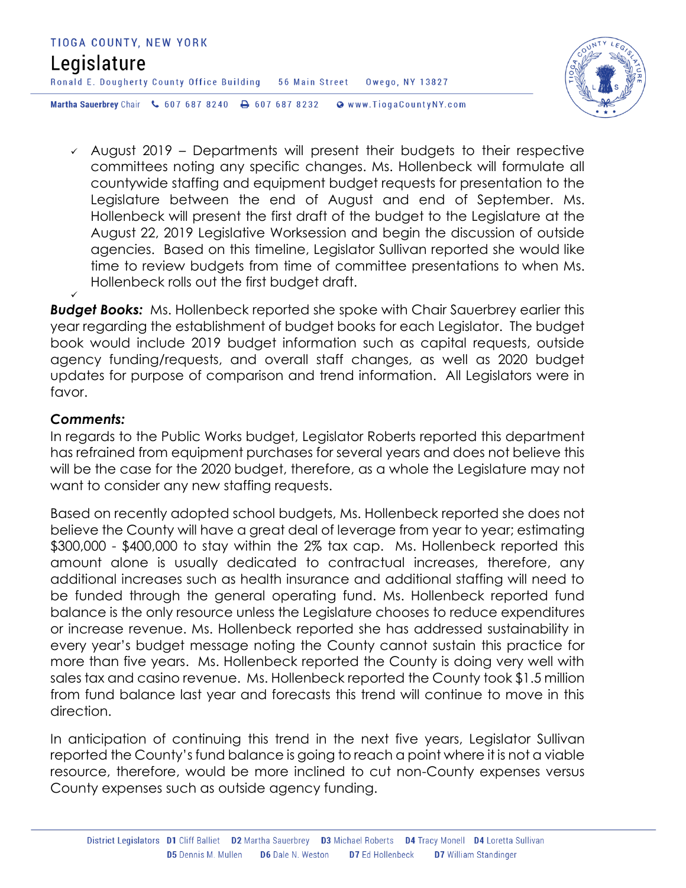- ✓ August 2019 – Departments will present their budgets to their respective committees noting any specific changes. Ms. Hollenbeck will formulate all countywide staffing and equipment budget requests for presentation to the Legislature between the end of August and end of September. Ms. Hollenbeck will present the first draft of the budget to the Legislature at the August 22, 2019 Legislative Worksession and begin the discussion of outside agencies. Based on this timeline, Legislator Sullivan reported she would like time to review budgets from time of committee presentations to when Ms. Hollenbeck rolls out the first budget draft.
- ✓

***Budget Books:*** Ms. Hollenbeck reported she spoke with Chair Sauerbrey earlier this year regarding the establishment of budget books for each Legislator. The budget book would include 2019 budget information such as capital requests, outside agency funding/requests, and overall staff changes, as well as 2020 budget updates for purpose of comparison and trend information. All Legislators were in favor.

### *Comments:*

In regards to the Public Works budget, Legislator Roberts reported this department has refrained from equipment purchases for several years and does not believe this will be the case for the 2020 budget, therefore, as a whole the Legislature may not want to consider any new staffing requests.

Based on recently adopted school budgets, Ms. Hollenbeck reported she does not believe the County will have a great deal of leverage from year to year; estimating $300,000 - $400,000 to stay within the 2% tax cap. Ms. Hollenbeck reported this amount alone is usually dedicated to contractual increases, therefore, any additional increases such as health insurance and additional staffing will need to be funded through the general operating fund. Ms. Hollenbeck reported fund balance is the only resource unless the Legislature chooses to reduce expenditures or increase revenue. Ms. Hollenbeck reported she has addressed sustainability in every year's budget message noting the County cannot sustain this practice for more than five years. Ms. Hollenbeck reported the County is doing very well with sales tax and casino revenue. Ms. Hollenbeck reported the County took $1.5 million from fund balance last year and forecasts this trend will continue to move in this direction.

In anticipation of continuing this trend in the next five years, Legislator Sullivan reported the County's fund balance is going to reach a point where it is not a viable resource, therefore, would be more inclined to cut non-County expenses versus County expenses such as outside agency funding.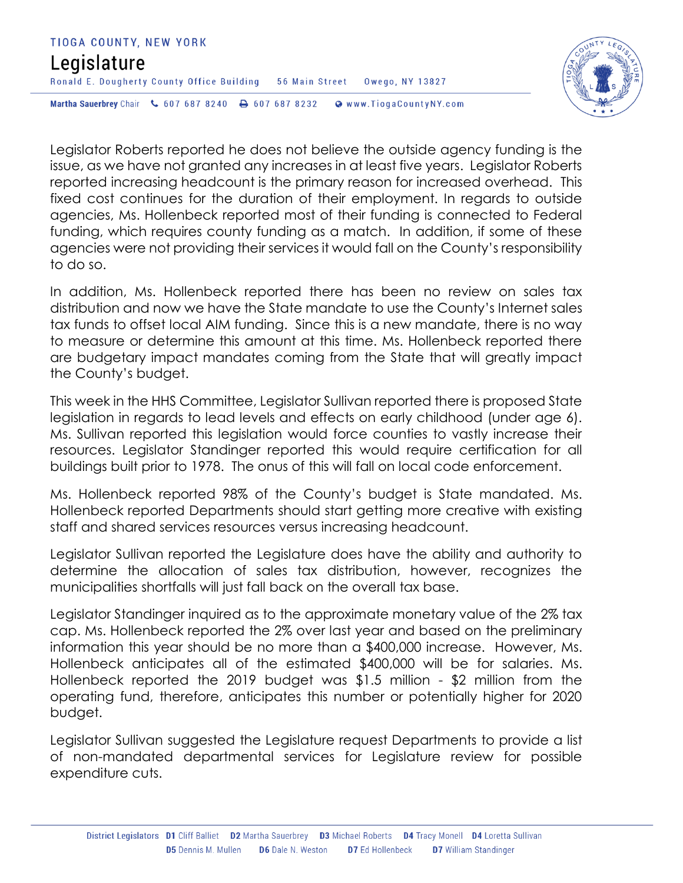Legislator Roberts reported he does not believe the outside agency funding is the issue, as we have not granted any increases in at least five years. Legislator Roberts reported increasing headcount is the primary reason for increased overhead. This fixed cost continues for the duration of their employment. In regards to outside agencies, Ms. Hollenbeck reported most of their funding is connected to Federal funding, which requires county funding as a match. In addition, if some of these agencies were not providing their services it would fall on the County's responsibility to do so.

In addition, Ms. Hollenbeck reported there has been no review on sales tax distribution and now we have the State mandate to use the County's Internet sales tax funds to offset local AIM funding. Since this is a new mandate, there is no way to measure or determine this amount at this time. Ms. Hollenbeck reported there are budgetary impact mandates coming from the State that will greatly impact the County's budget.

This week in the HHS Committee, Legislator Sullivan reported there is proposed State legislation in regards to lead levels and effects on early childhood (under age 6). Ms. Sullivan reported this legislation would force counties to vastly increase their resources. Legislator Standinger reported this would require certification for all buildings built prior to 1978. The onus of this will fall on local code enforcement.

Ms. Hollenbeck reported 98% of the County's budget is State mandated. Ms. Hollenbeck reported Departments should start getting more creative with existing staff and shared services resources versus increasing headcount.

Legislator Sullivan reported the Legislature does have the ability and authority to determine the allocation of sales tax distribution, however, recognizes the municipalities shortfalls will just fall back on the overall tax base.

Legislator Standinger inquired as to the approximate monetary value of the 2% tax cap. Ms. Hollenbeck reported the 2% over last year and based on the preliminary information this year should be no more than a $400,000 increase. However, Ms. Hollenbeck anticipates all of the estimated $400,000 will be for salaries. Ms. Hollenbeck reported the 2019 budget was $1.5 million - $2 million from the operating fund, therefore, anticipates this number or potentially higher for 2020 budget.

Legislator Sullivan suggested the Legislature request Departments to provide a list of non-mandated departmental services for Legislature review for possible expenditure cuts.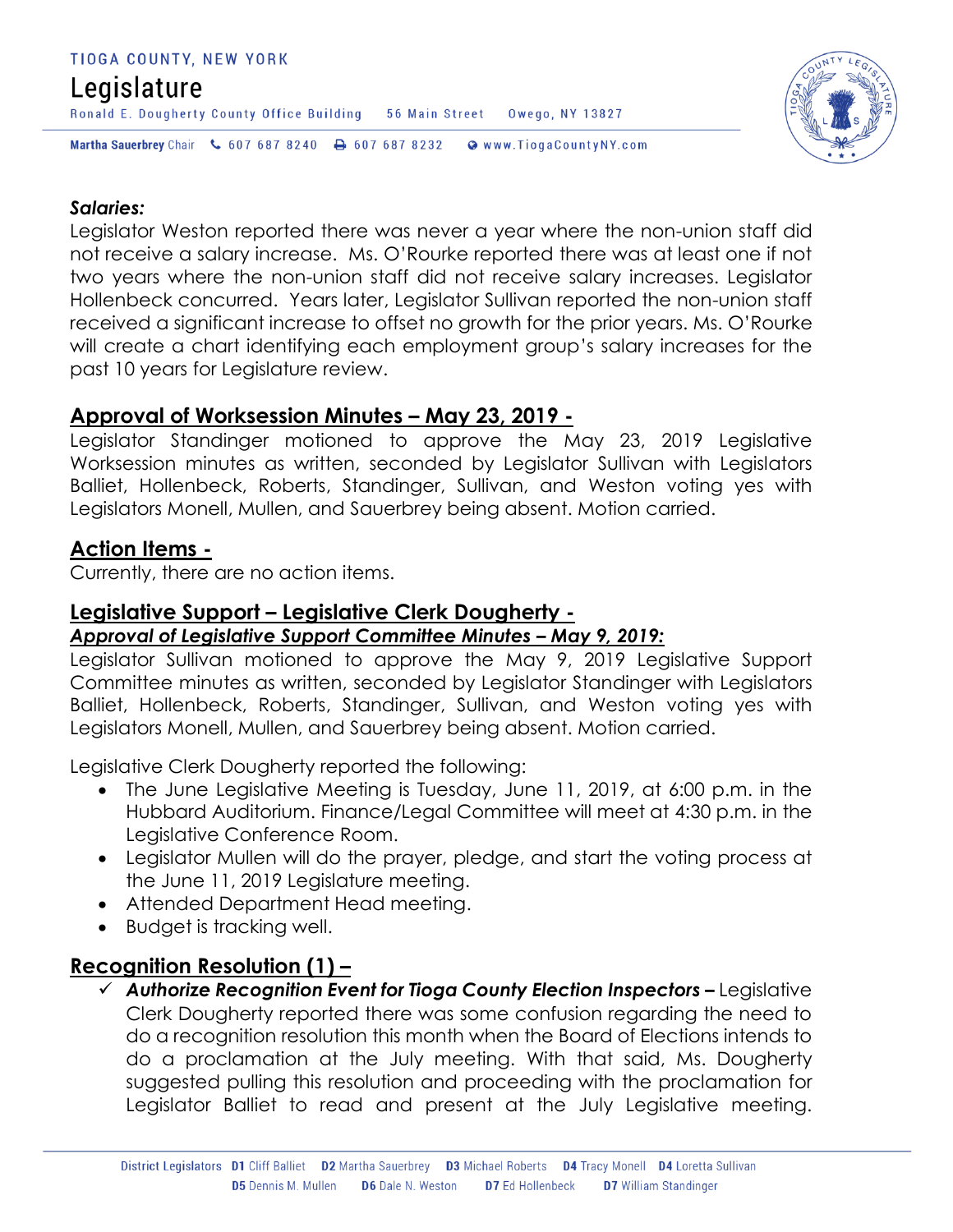***Salaries:***
Legislator Weston reported there was never a year where the non-union staff did not receive a salary increase. Ms. O'Rourke reported there was at least one if not two years where the non-union staff did not receive salary increases. Legislator Hollenbeck concurred. Years later, Legislator Sullivan reported the non-union staff received a significant increase to offset no growth for the prior years. Ms. O'Rourke will create a chart identifying each employment group's salary increases for the past 10 years for Legislature review.

## Approval of Worksession Minutes – May 23, 2019 -

Legislator Standinger motioned to approve the May 23, 2019 Legislative Worksession minutes as written, seconded by Legislator Sullivan with Legislators Balliet, Hollenbeck, Roberts, Standinger, Sullivan, and Weston voting yes with Legislators Monell, Mullen, and Sauerbrey being absent. Motion carried.

## Action Items -

Currently, there are no action items.

## Legislative Support – Legislative Clerk Dougherty -

***Approval of Legislative Support Committee Minutes – May 9, 2019:***

Legislator Sullivan motioned to approve the May 9, 2019 Legislative Support Committee minutes as written, seconded by Legislator Standinger with Legislators Balliet, Hollenbeck, Roberts, Standinger, Sullivan, and Weston voting yes with Legislators Monell, Mullen, and Sauerbrey being absent. Motion carried.

Legislative Clerk Dougherty reported the following:

- The June Legislative Meeting is Tuesday, June 11, 2019, at 6:00 p.m. in the Hubbard Auditorium. Finance/Legal Committee will meet at 4:30 p.m. in the Legislative Conference Room.
- Legislator Mullen will do the prayer, pledge, and start the voting process at the June 11, 2019 Legislature meeting.
- Attended Department Head meeting.
- Budget is tracking well.

## Recognition Resolution (1) –

- ✓ ***Authorize Recognition Event for Tioga County Election Inspectors –*** Legislative Clerk Dougherty reported there was some confusion regarding the need to do a recognition resolution this month when the Board of Elections intends to do a proclamation at the July meeting. With that said, Ms. Dougherty suggested pulling this resolution and proceeding with the proclamation for Legislator Balliet to read and present at the July Legislative meeting.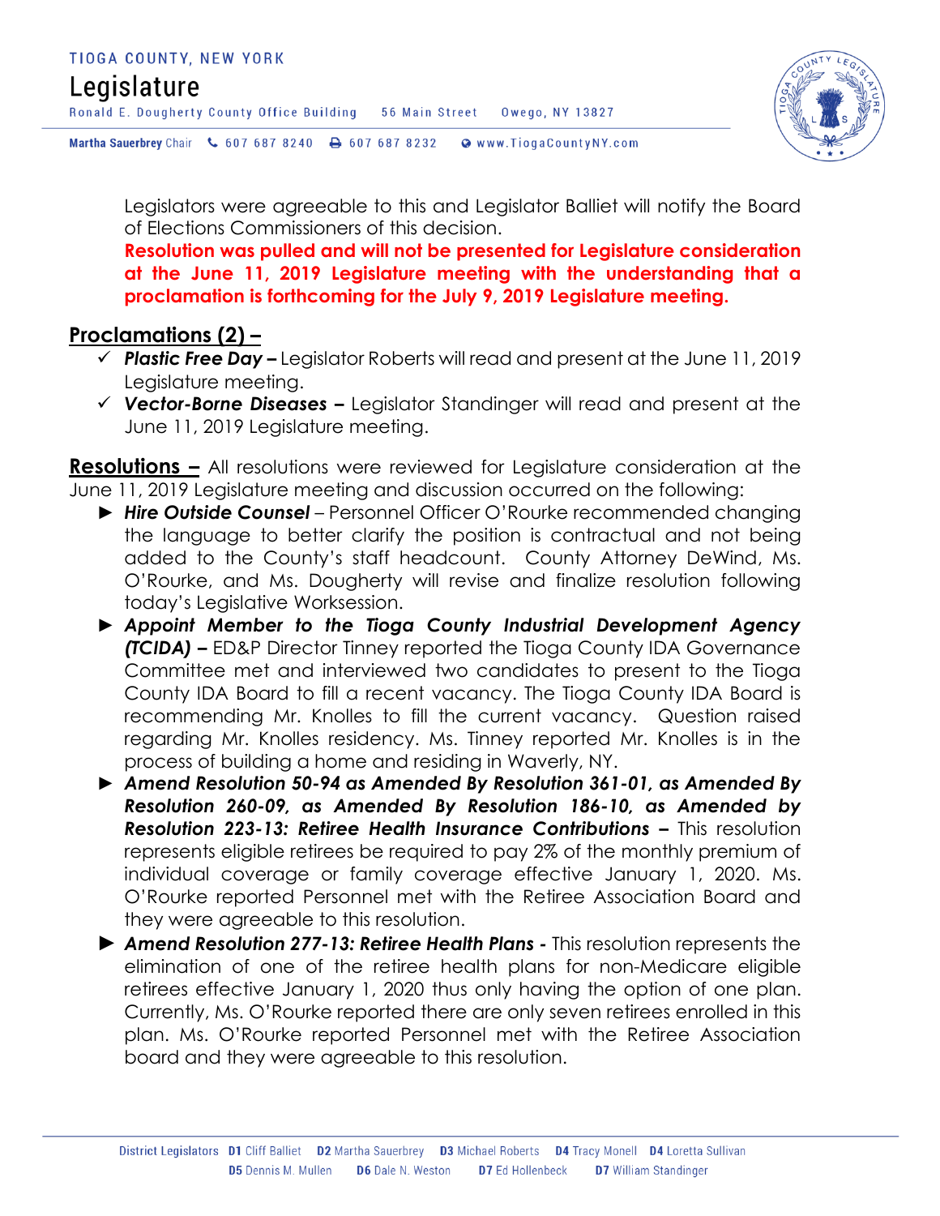Legislators were agreeable to this and Legislator Balliet will notify the Board of Elections Commissioners of this decision.
**Resolution was pulled and will not be presented for Legislature consideration at the June 11, 2019 Legislature meeting with the understanding that a proclamation is forthcoming for the July 9, 2019 Legislature meeting.**

## Proclamations (2) –

- ✓ ***Plastic Free Day –*** Legislator Roberts will read and present at the June 11, 2019 Legislature meeting.
- ✓ ***Vector-Borne Diseases –*** Legislator Standinger will read and present at the June 11, 2019 Legislature meeting.

**Resolutions –** All resolutions were reviewed for Legislature consideration at the June 11, 2019 Legislature meeting and discussion occurred on the following:

- ► ***Hire Outside Counsel*** – Personnel Officer O'Rourke recommended changing the language to better clarify the position is contractual and not being added to the County's staff headcount. County Attorney DeWind, Ms. O'Rourke, and Ms. Dougherty will revise and finalize resolution following today's Legislative Worksession.
- ► ***Appoint Member to the Tioga County Industrial Development Agency (TCIDA) –*** ED&P Director Tinney reported the Tioga County IDA Governance Committee met and interviewed two candidates to present to the Tioga County IDA Board to fill a recent vacancy. The Tioga County IDA Board is recommending Mr. Knolles to fill the current vacancy. Question raised regarding Mr. Knolles residency. Ms. Tinney reported Mr. Knolles is in the process of building a home and residing in Waverly, NY.
- ► ***Amend Resolution 50-94 as Amended By Resolution 361-01, as Amended By Resolution 260-09, as Amended By Resolution 186-10, as Amended by Resolution 223-13: Retiree Health Insurance Contributions –*** This resolution represents eligible retirees be required to pay 2% of the monthly premium of individual coverage or family coverage effective January 1, 2020. Ms. O'Rourke reported Personnel met with the Retiree Association Board and they were agreeable to this resolution.
- ► ***Amend Resolution 277-13: Retiree Health Plans -*** This resolution represents the elimination of one of the retiree health plans for non-Medicare eligible retirees effective January 1, 2020 thus only having the option of one plan. Currently, Ms. O'Rourke reported there are only seven retirees enrolled in this plan. Ms. O'Rourke reported Personnel met with the Retiree Association board and they were agreeable to this resolution.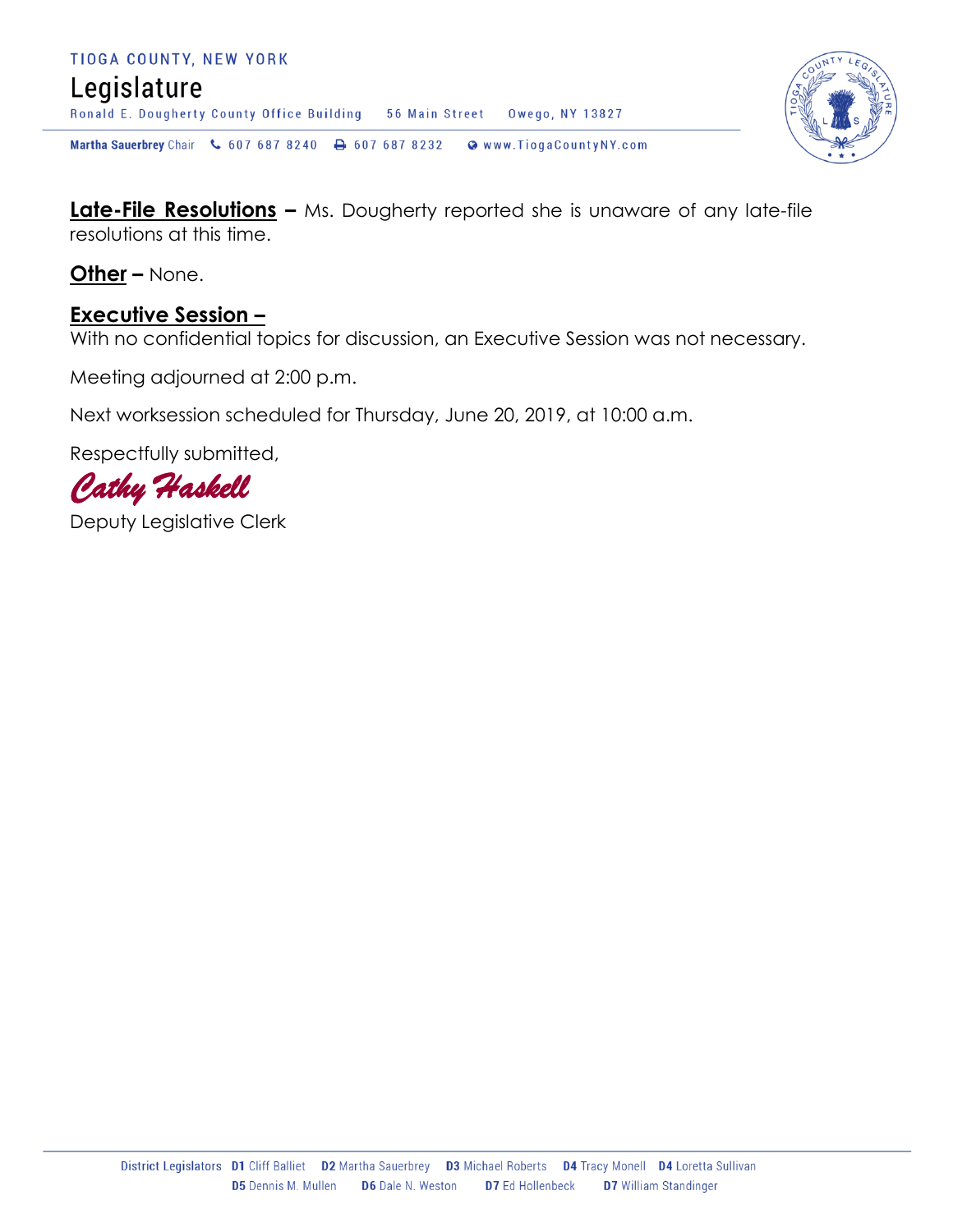**Late-File Resolutions –** Ms. Dougherty reported she is unaware of any late-file resolutions at this time.

**Other –** None.

**Executive Session –**
With no confidential topics for discussion, an Executive Session was not necessary.

Meeting adjourned at 2:00 p.m.

Next worksession scheduled for Thursday, June 20, 2019, at 10:00 a.m.

Respectfully submitted,

*Cathy Haskell*
Deputy Legislative Clerk